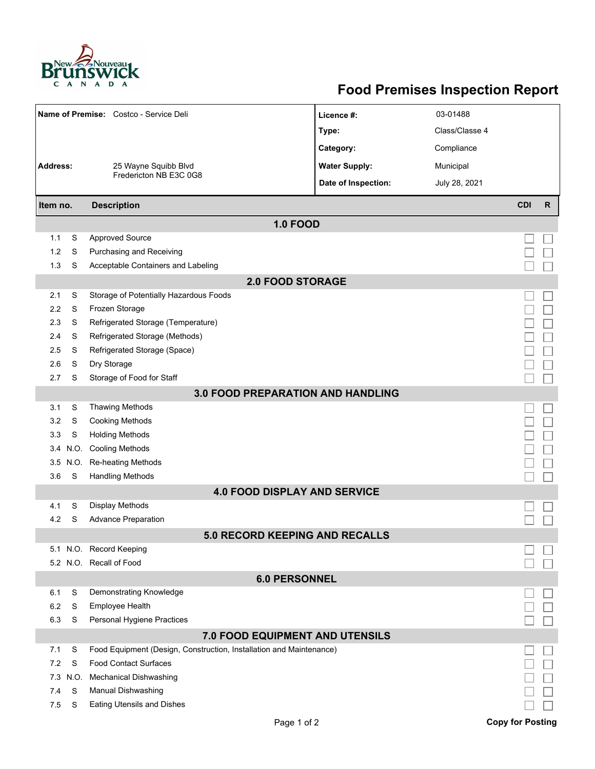# Food Premises Inspection Report

| | | | |
|---|---|---|---|
| **Name of Premise:** | Costco - Service Deli | **Licence #:** | 03-01488 |
| | | **Type:** | Class/Classe 4 |
| | | **Category:** | Compliance |
| **Address:** | 25 Wayne Squibb Blvd Fredericton NB E3C 0G8 | **Water Supply:** | Municipal |
| | | **Date of Inspection:** | July 28, 2021 |

| Item no. | | Description | CDI | R |
|---|---|---|---|---|
| | | **1.0 FOOD** | | |
| 1.1 | S | Approved Source | ☐ | ☐ |
| 1.2 | S | Purchasing and Receiving | ☐ | ☐ |
| 1.3 | S | Acceptable Containers and Labeling | ☐ | ☐ |
| | | **2.0 FOOD STORAGE** | | |
| 2.1 | S | Storage of Potentially Hazardous Foods | ☐ | ☐ |
| 2.2 | S | Frozen Storage | ☐ | ☐ |
| 2.3 | S | Refrigerated Storage (Temperature) | ☐ | ☐ |
| 2.4 | S | Refrigerated Storage (Methods) | ☐ | ☐ |
| 2.5 | S | Refrigerated Storage (Space) | ☐ | ☐ |
| 2.6 | S | Dry Storage | ☐ | ☐ |
| 2.7 | S | Storage of Food for Staff | ☐ | ☐ |
| | | **3.0 FOOD PREPARATION AND HANDLING** | | |
| 3.1 | S | Thawing Methods | ☐ | ☐ |
| 3.2 | S | Cooking Methods | ☐ | ☐ |
| 3.3 | S | Holding Methods | ☐ | ☐ |
| 3.4 | N.O. | Cooling Methods | ☐ | ☐ |
| 3.5 | N.O. | Re-heating Methods | ☐ | ☐ |
| 3.6 | S | Handling Methods | ☐ | ☐ |
| | | **4.0 FOOD DISPLAY AND SERVICE** | | |
| 4.1 | S | Display Methods | ☐ | ☐ |
| 4.2 | S | Advance Preparation | ☐ | ☐ |
| | | **5.0 RECORD KEEPING AND RECALLS** | | |
| 5.1 | N.O. | Record Keeping | ☐ | ☐ |
| 5.2 | N.O. | Recall of Food | ☐ | ☐ |
| | | **6.0 PERSONNEL** | | |
| 6.1 | S | Demonstrating Knowledge | ☐ | ☐ |
| 6.2 | S | Employee Health | ☐ | ☐ |
| 6.3 | S | Personal Hygiene Practices | ☐ | ☐ |
| | | **7.0 FOOD EQUIPMENT AND UTENSILS** | | |
| 7.1 | S | Food Equipment (Design, Construction, Installation and Maintenance) | ☐ | ☐ |
| 7.2 | S | Food Contact Surfaces | ☐ | ☐ |
| 7.3 | N.O. | Mechanical Dishwashing | ☐ | ☐ |
| 7.4 | S | Manual Dishwashing | ☐ | ☐ |
| 7.5 | S | Eating Utensils and Dishes | ☐ | ☐ |

**Copy for Posting**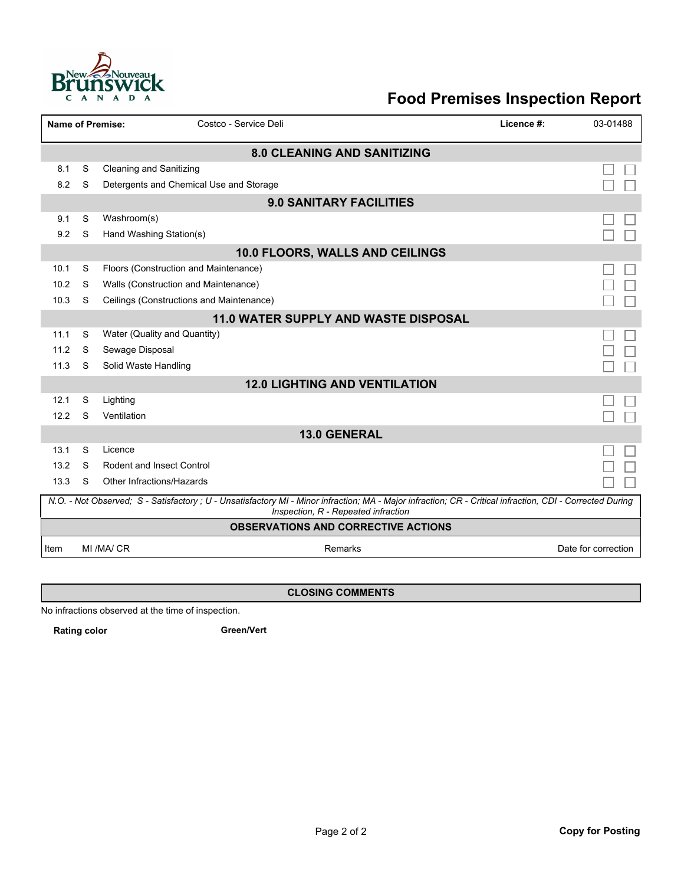## Food Premises Inspection Report

| **Name of Premise:** | Costco - Service Deli | **Licence #:** | 03-01488 |
|---|---|---|---|

| | | | |
|---|---|---|---|
| **8.0 CLEANING AND SANITIZING** | | | |
| 8.1 | S | Cleaning and Sanitizing | ☐ ☐ |
| 8.2 | S | Detergents and Chemical Use and Storage | ☐ ☐ |
| **9.0 SANITARY FACILITIES** | | | |
| 9.1 | S | Washroom(s) | ☐ ☐ |
| 9.2 | S | Hand Washing Station(s) | ☐ ☐ |
| **10.0 FLOORS, WALLS AND CEILINGS** | | | |
| 10.1 | S | Floors (Construction and Maintenance) | ☐ ☐ |
| 10.2 | S | Walls (Construction and Maintenance) | ☐ ☐ |
| 10.3 | S | Ceilings (Constructions and Maintenance) | ☐ ☐ |
| **11.0 WATER SUPPLY AND WASTE DISPOSAL** | | | |
| 11.1 | S | Water (Quality and Quantity) | ☐ ☐ |
| 11.2 | S | Sewage Disposal | ☐ ☐ |
| 11.3 | S | Solid Waste Handling | ☐ ☐ |
| **12.0 LIGHTING AND VENTILATION** | | | |
| 12.1 | S | Lighting | ☐ ☐ |
| 12.2 | S | Ventilation | ☐ ☐ |
| **13.0 GENERAL** | | | |
| 13.1 | S | Licence | ☐ ☐ |
| 13.2 | S | Rodent and Insect Control | ☐ ☐ |
| 13.3 | S | Other Infractions/Hazards | ☐ ☐ |

*N.O. - Not Observed; S - Satisfactory ; U - Unsatisfactory MI - Minor infraction; MA - Major infraction; CR - Critical infraction, CDI - Corrected During Inspection, R - Repeated infraction*

### OBSERVATIONS AND CORRECTIVE ACTIONS

| Item | MI /MA/ CR | Remarks | Date for correction |
|---|---|---|---|

### CLOSING COMMENTS

No infractions observed at the time of inspection.

**Rating color** **Green/Vert**

**Copy for Posting**